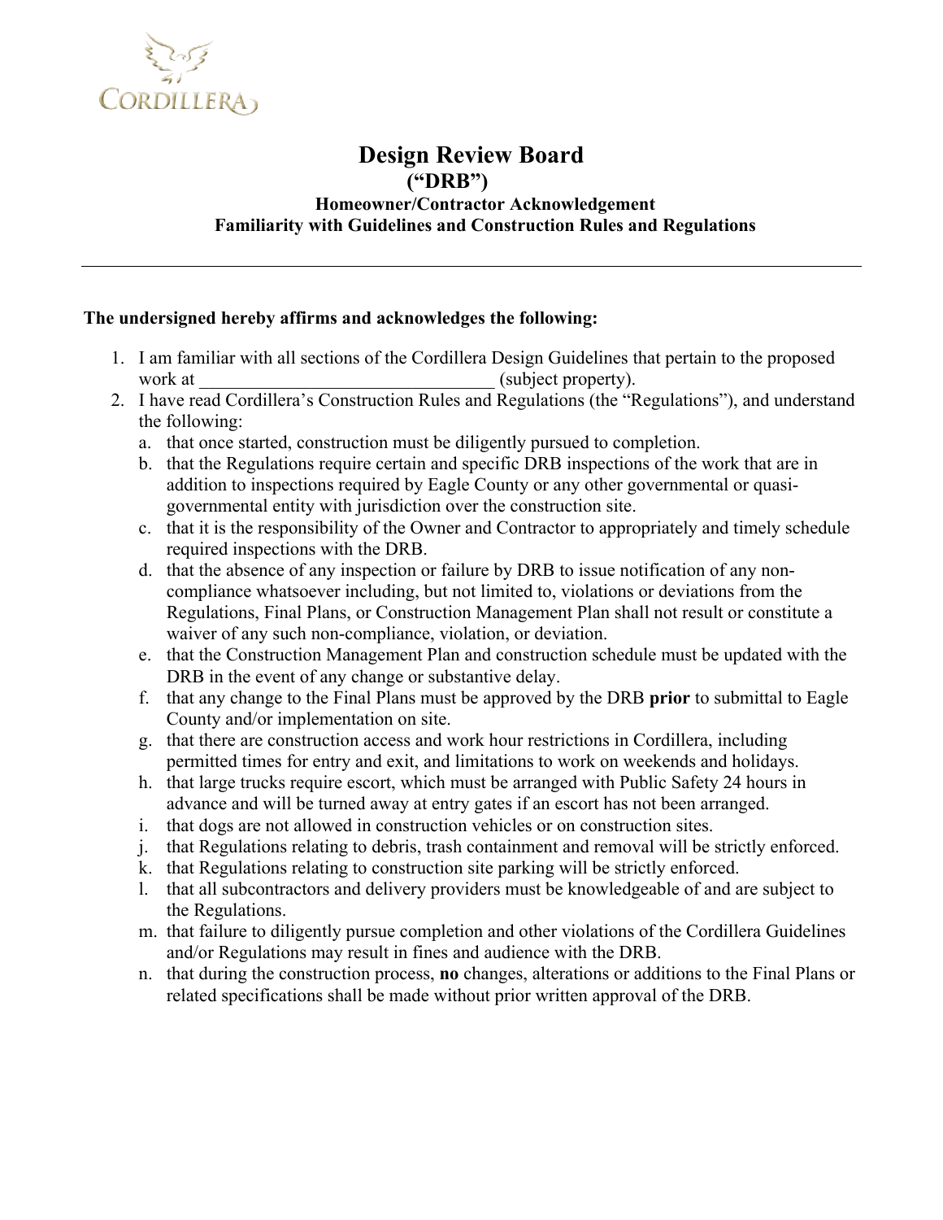CORDILLERA

# Design Review Board

## ("DRB")

### Homeowner/Contractor Acknowledgement
### Familiarity with Guidelines and Construction Rules and Regulations

---

**The undersigned hereby affirms and acknowledges the following:**

1. I am familiar with all sections of the Cordillera Design Guidelines that pertain to the proposed work at ________________________________ (subject property).
2. I have read Cordillera's Construction Rules and Regulations (the "Regulations"), and understand the following:
   a. that once started, construction must be diligently pursued to completion.
   b. that the Regulations require certain and specific DRB inspections of the work that are in addition to inspections required by Eagle County or any other governmental or quasi-governmental entity with jurisdiction over the construction site.
   c. that it is the responsibility of the Owner and Contractor to appropriately and timely schedule required inspections with the DRB.
   d. that the absence of any inspection or failure by DRB to issue notification of any non-compliance whatsoever including, but not limited to, violations or deviations from the Regulations, Final Plans, or Construction Management Plan shall not result or constitute a waiver of any such non-compliance, violation, or deviation.
   e. that the Construction Management Plan and construction schedule must be updated with the DRB in the event of any change or substantive delay.
   f. that any change to the Final Plans must be approved by the DRB **prior** to submittal to Eagle County and/or implementation on site.
   g. that there are construction access and work hour restrictions in Cordillera, including permitted times for entry and exit, and limitations to work on weekends and holidays.
   h. that large trucks require escort, which must be arranged with Public Safety 24 hours in advance and will be turned away at entry gates if an escort has not been arranged.
   i. that dogs are not allowed in construction vehicles or on construction sites.
   j. that Regulations relating to debris, trash containment and removal will be strictly enforced.
   k. that Regulations relating to construction site parking will be strictly enforced.
   l. that all subcontractors and delivery providers must be knowledgeable of and are subject to the Regulations.
   m. that failure to diligently pursue completion and other violations of the Cordillera Guidelines and/or Regulations may result in fines and audience with the DRB.
   n. that during the construction process, **no** changes, alterations or additions to the Final Plans or related specifications shall be made without prior written approval of the DRB.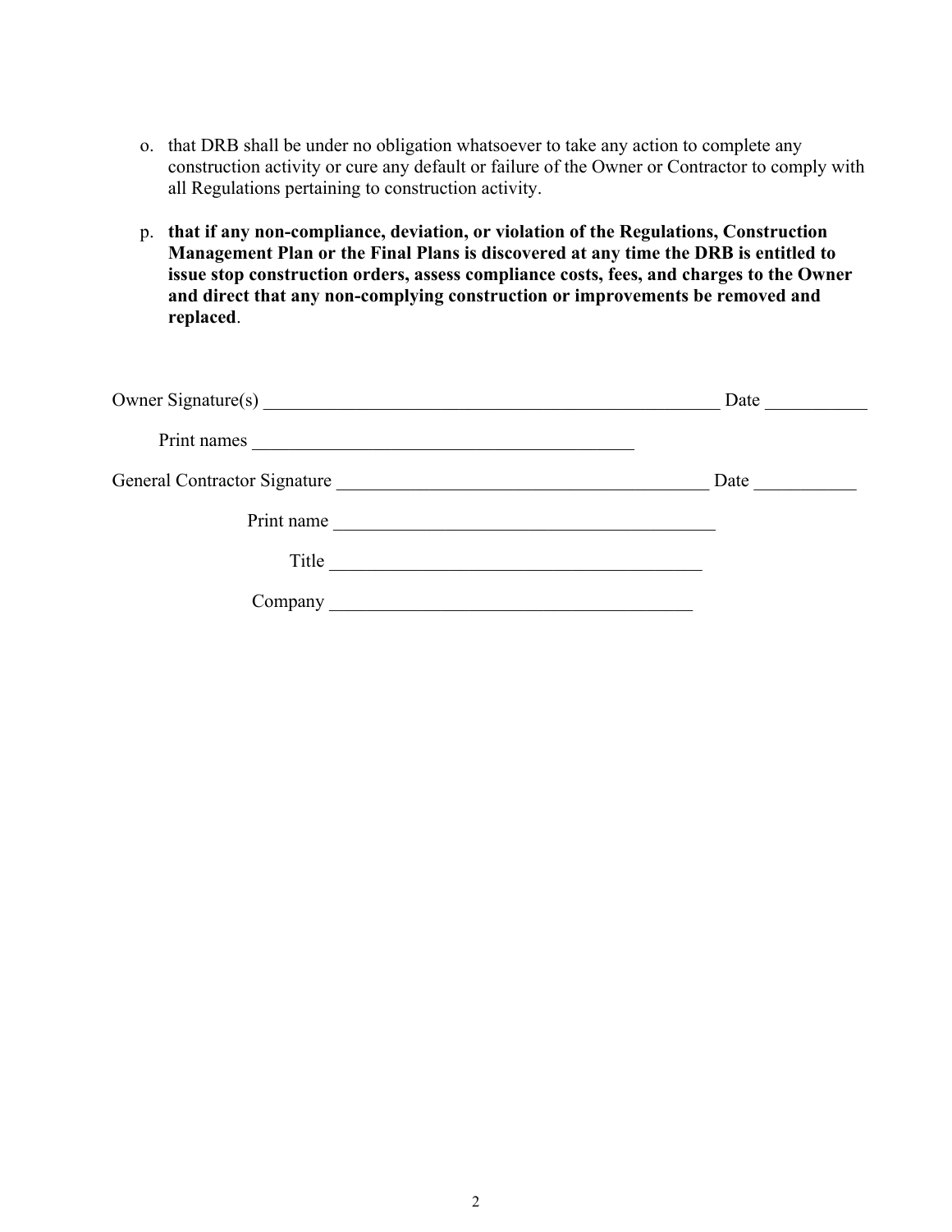o. that DRB shall be under no obligation whatsoever to take any action to complete any construction activity or cure any default or failure of the Owner or Contractor to comply with all Regulations pertaining to construction activity.

p. **that if any non-compliance, deviation, or violation of the Regulations, Construction Management Plan or the Final Plans is discovered at any time the DRB is entitled to issue stop construction orders, assess compliance costs, fees, and charges to the Owner and direct that any non-complying construction or improvements be removed and replaced**.

Owner Signature(s) _____________________________________________________ Date ___________

Print names __________________________________________

General Contractor Signature _________________________________________ Date ___________

Print name __________________________________________

Title ________________________________________

Company ________________________________________